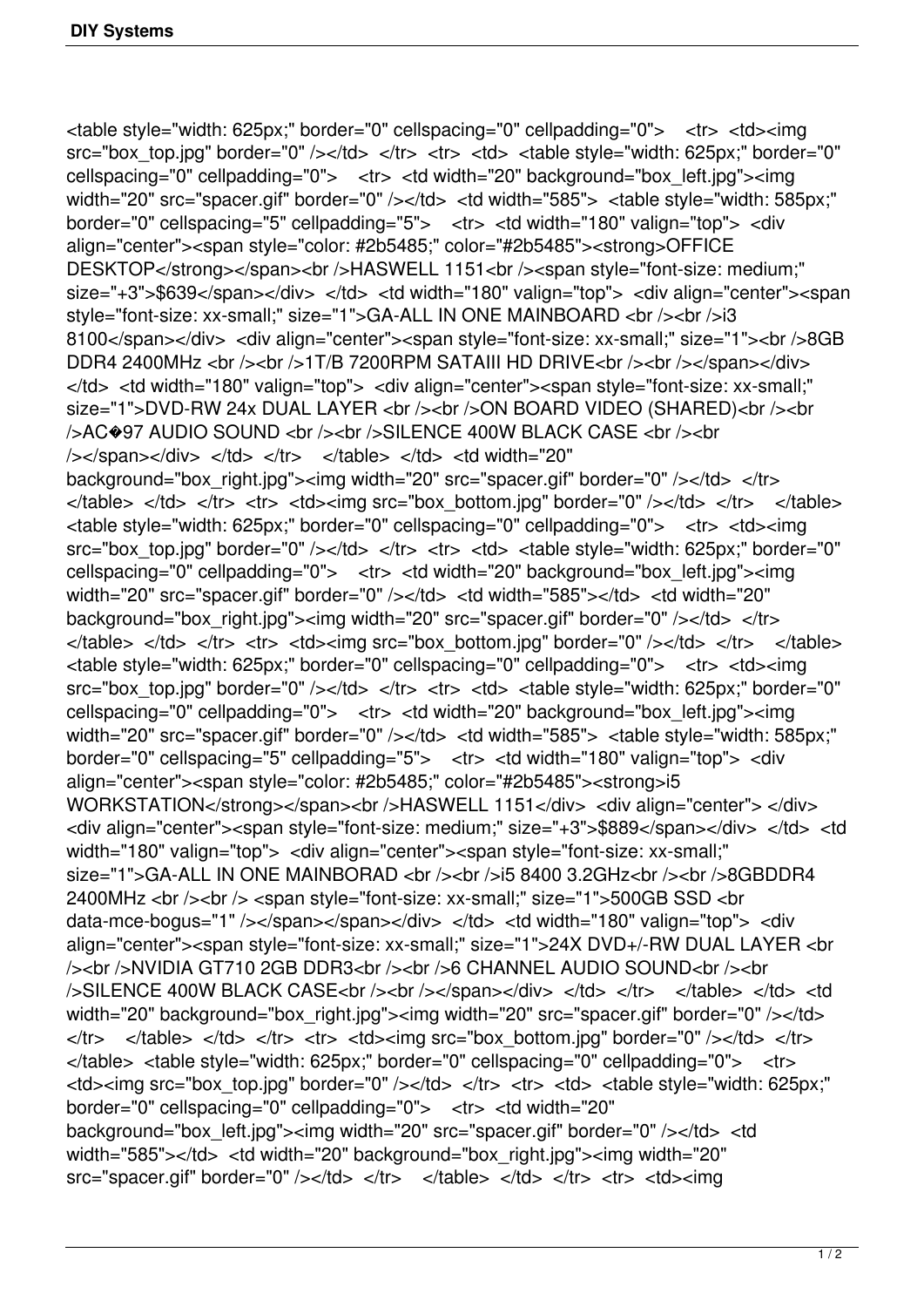<table style="width: 625px;" border="0" cellspacing="0" cellpadding="0"> <tr> <td><img src="box_top.jpg" border="0" /></td> </tr> <tr> <td> <table style="width: 625px;" border="0" cellspacing="0" cellpadding="0"> <tr> <td width="20" background="box_left.jpg"><img width="20" src="spacer.gif" border="0" /></td> <td width="585"> <table style="width: 585px;" border="0" cellspacing="5" cellpadding="5"> <tr> <td width="180" valign="top"> <div align="center"><span style="color: #2b5485;" color="#2b5485"><strong>OFFICE DESKTOP</strong></span><br />HASWELL 1151<br /><span style="font-size: medium;" size="+3">$639</span></div> </td> <td width="180" valign="top"> <div align="center"><span style="font-size: xx-small;" size="1">GA-ALL IN ONE MAINBOARD <br /><br />i3 8100</span></div> <div align="center"><span style="font-size: xx-small;" size="1"><br />8GB DDR4 2400MHz <br /><br />1T/B 7200RPM SATAIII HD DRIVE<br /><br /></span></div> </td> <td width="180" valign="top"> <div align="center"><span style="font-size: xx-small;" size="1">DVD-RW 24x DUAL LAYER <br /><br />ON BOARD VIDEO (SHARED)<br /><br />AC�97 AUDIO SOUND <br /><br />SILENCE 400W BLACK CASE <br /><br /></span></div> </td> </tr> </table> </td> <td width="20" background="box_right.jpg"><img width="20" src="spacer.gif" border="0" /></td> </tr> </table> </td> </tr> <tr> <td><img src="box_bottom.jpg" border="0" /></td> </tr> </table> <table style="width: 625px;" border="0" cellspacing="0" cellpadding="0"> <tr> <td><img src="box_top.jpg" border="0" /></td> </tr> <tr> <td> <table style="width: 625px;" border="0" cellspacing="0" cellpadding="0"> <tr> <td width="20" background="box_left.jpg"><img width="20" src="spacer.gif" border="0" /></td> <td width="585"></td> <td width="20" background="box_right.jpg"><img width="20" src="spacer.gif" border="0" /></td> </tr> </table> </td> </tr> <tr> <td><img src="box_bottom.jpg" border="0" /></td> </tr> </table> <table style="width: 625px;" border="0" cellspacing="0" cellpadding="0"> <tr> <td><img src="box_top.jpg" border="0" /></td> </tr> <tr> <td> <table style="width: 625px;" border="0" cellspacing="0" cellpadding="0"> <tr> <td width="20" background="box_left.jpg"><img width="20" src="spacer.gif" border="0" /></td> <td width="585"> <table style="width: 585px;" border="0" cellspacing="5" cellpadding="5"> <tr> <td width="180" valign="top"> <div align="center"><span style="color: #2b5485;" color="#2b5485"><strong>i5 WORKSTATION</strong></span><br />HASWELL 1151</div> <div align="center"> </div> <div align="center"><span style="font-size: medium;" size="+3">$889</span></div> </td> <td width="180" valign="top"> <div align="center"><span style="font-size: xx-small;" size="1">GA-ALL IN ONE MAINBORAD <br /><br />i5 8400 3.2GHz<br /><br />8GBDDR4 2400MHz <br /><br /> <span style="font-size: xx-small;" size="1">500GB SSD <br data-mce-bogus="1" /></span></span></div> </td> <td width="180" valign="top"> <div align="center"><span style="font-size: xx-small;" size="1">24X DVD+/-RW DUAL LAYER <br /><br />NVIDIA GT710 2GB DDR3<br /><br />6 CHANNEL AUDIO SOUND<br /><br />SILENCE 400W BLACK CASE<br /><br /></span></div> </td> </tr> </table> </td> <td width="20" background="box_right.jpg"><img width="20" src="spacer.gif" border="0" /></td> </tr> </table> </td> </tr> <tr> <td><img src="box_bottom.jpg" border="0" /></td> </tr> </table> <table style="width: 625px;" border="0" cellspacing="0" cellpadding="0"> <tr> <td><img src="box_top.jpg" border="0" /></td> </tr> <tr> <td> <table style="width: 625px;" border="0" cellspacing="0" cellpadding="0"> <tr> <td width="20" background="box_left.jpg"><img width="20" src="spacer.gif" border="0" /></td> <td width="585"></td> <td width="20" background="box_right.jpg"><img width="20" src="spacer.gif" border="0" /></td> </tr> </table> </td> </tr> <tr> <td><img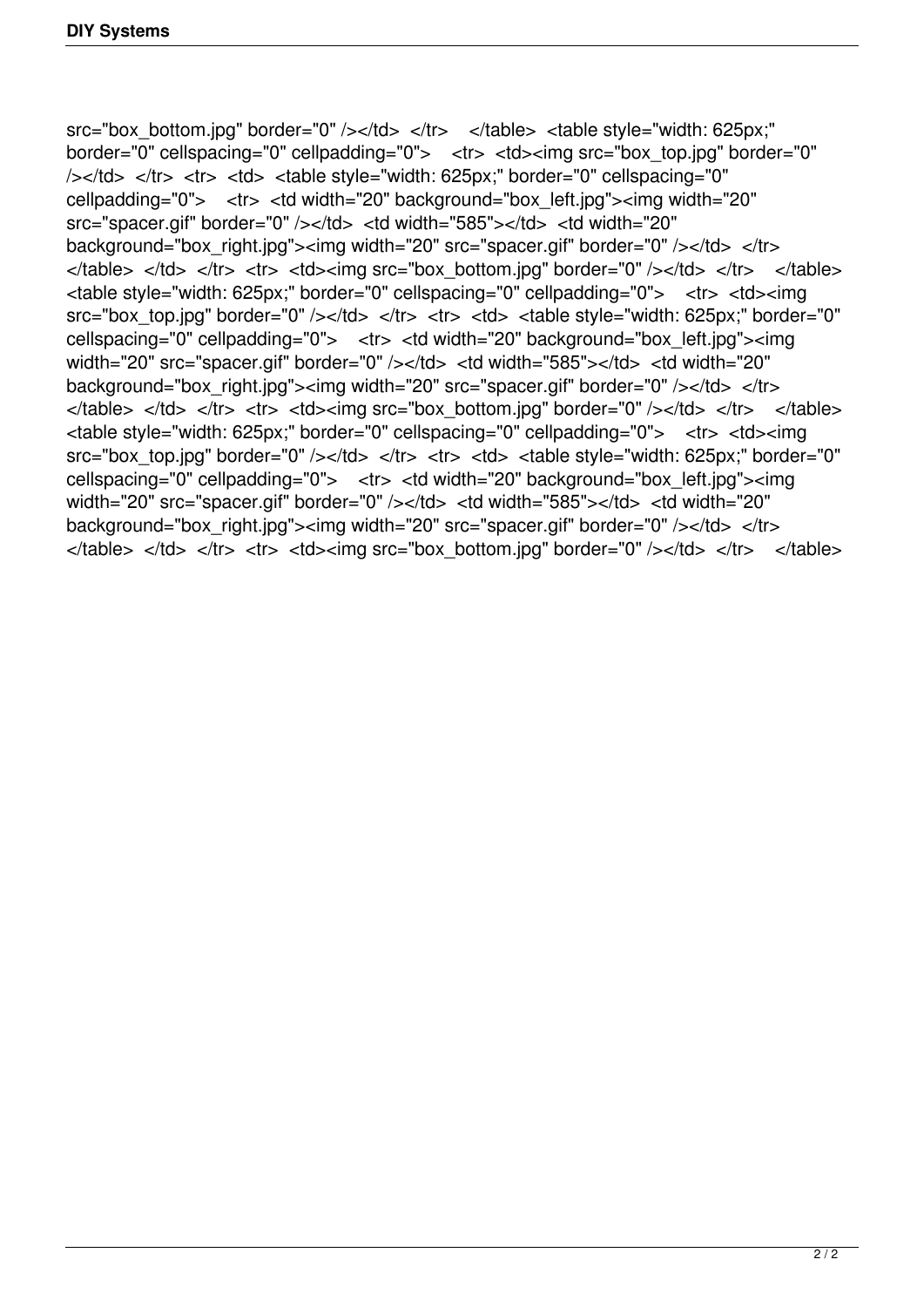src="box_bottom.jpg" border="0" /></td> </tr> </table> <table style="width: 625px;" border="0" cellspacing="0" cellpadding="0"> <tr> <td><img src="box_top.jpg" border="0" /></td> </tr> <tr> <td> <table style="width: 625px;" border="0" cellspacing="0" cellpadding="0"> <tr> <td width="20" background="box_left.jpg"><img width="20" src="spacer.gif" border="0" /></td> <td width="585"></td> <td width="20" background="box_right.jpg"><img width="20" src="spacer.gif" border="0" /></td> </tr> </table> </td> </tr> <tr> <td><img src="box_bottom.jpg" border="0" /></td> </tr> </table> <table style="width: 625px;" border="0" cellspacing="0" cellpadding="0"> <tr> <td><img src="box_top.jpg" border="0" /></td> </tr> <tr> <td> <table style="width: 625px;" border="0" cellspacing="0" cellpadding="0"> <tr> <td width="20" background="box_left.jpg"><img width="20" src="spacer.gif" border="0" /></td> <td width="585"></td> <td width="20" background="box_right.jpg"><img width="20" src="spacer.gif" border="0" /></td> </tr> </table> </td> </tr> <tr> <td><img src="box_bottom.jpg" border="0" /></td> </tr> </table> <table style="width: 625px;" border="0" cellspacing="0" cellpadding="0"> <tr> <td><img src="box_top.jpg" border="0" /></td> </tr> <tr> <td> <table style="width: 625px;" border="0" cellspacing="0" cellpadding="0"> <tr> <td width="20" background="box_left.jpg"><img width="20" src="spacer.gif" border="0" /></td> <td width="585"></td> <td width="20" background="box_right.jpg"><img width="20" src="spacer.gif" border="0" /></td> </tr> </table> </td> </tr> <tr> <td><img src="box_bottom.jpg" border="0" /></td> </tr> </table>